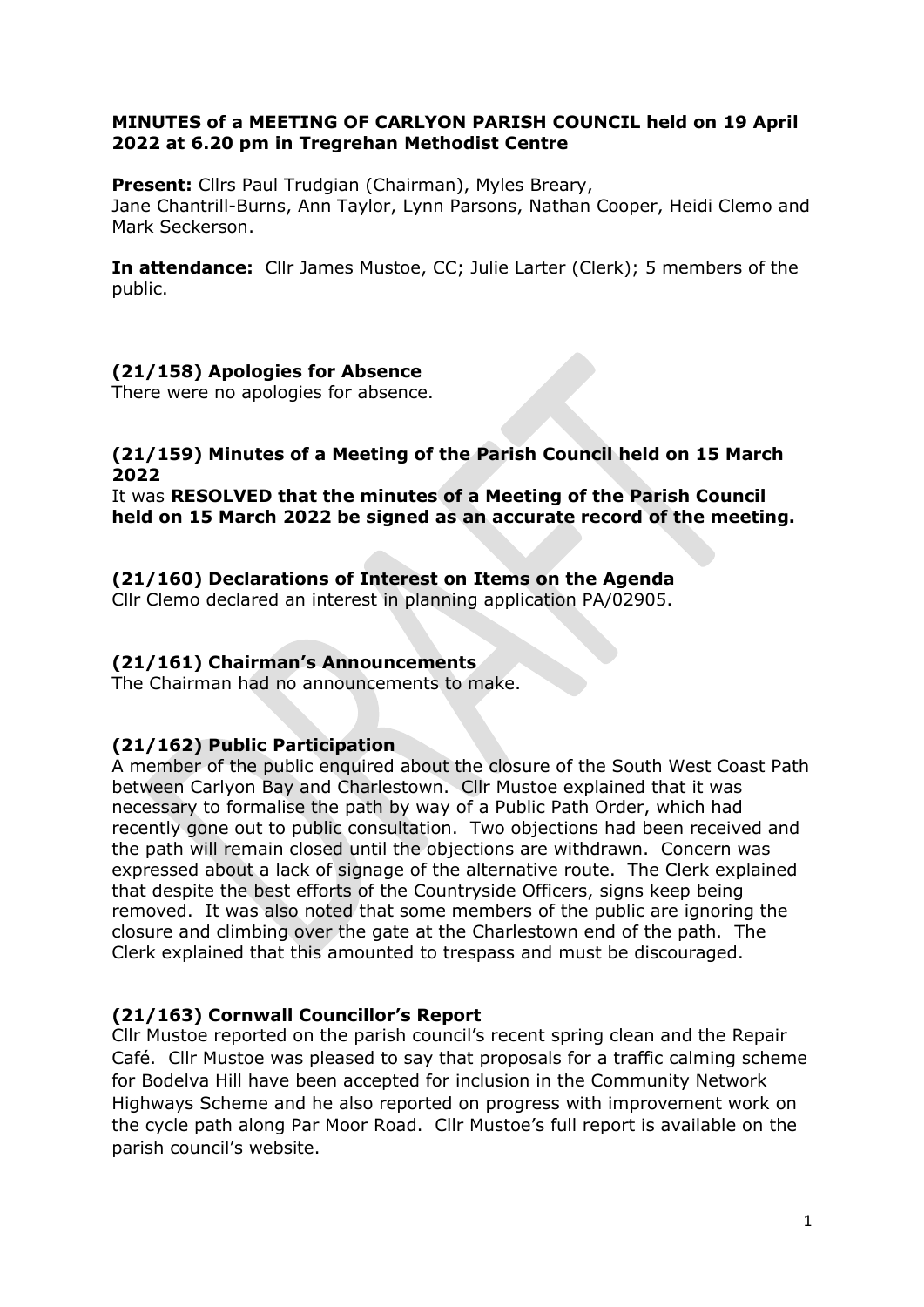**MINUTES of a MEETING OF CARLYON PARISH COUNCIL held on 19 April 2022 at 6.20 pm in Tregrehan Methodist Centre**

**Present:** Cllrs Paul Trudgian (Chairman), Myles Breary, Jane Chantrill-Burns, Ann Taylor, Lynn Parsons, Nathan Cooper, Heidi Clemo and Mark Seckerson.

**In attendance:** Cllr James Mustoe, CC; Julie Larter (Clerk); 5 members of the public.

### (21/158) Apologies for Absence

There were no apologies for absence.

### (21/159) Minutes of a Meeting of the Parish Council held on 15 March 2022

It was **RESOLVED that the minutes of a Meeting of the Parish Council held on 15 March 2022 be signed as an accurate record of the meeting.**

### (21/160) Declarations of Interest on Items on the Agenda

Cllr Clemo declared an interest in planning application PA/02905.

### (21/161) Chairman's Announcements

The Chairman had no announcements to make.

### (21/162) Public Participation

A member of the public enquired about the closure of the South West Coast Path between Carlyon Bay and Charlestown. Cllr Mustoe explained that it was necessary to formalise the path by way of a Public Path Order, which had recently gone out to public consultation. Two objections had been received and the path will remain closed until the objections are withdrawn. Concern was expressed about a lack of signage of the alternative route. The Clerk explained that despite the best efforts of the Countryside Officers, signs keep being removed. It was also noted that some members of the public are ignoring the closure and climbing over the gate at the Charlestown end of the path. The Clerk explained that this amounted to trespass and must be discouraged.

### (21/163) Cornwall Councillor's Report

Cllr Mustoe reported on the parish council's recent spring clean and the Repair Café. Cllr Mustoe was pleased to say that proposals for a traffic calming scheme for Bodelva Hill have been accepted for inclusion in the Community Network Highways Scheme and he also reported on progress with improvement work on the cycle path along Par Moor Road. Cllr Mustoe's full report is available on the parish council's website.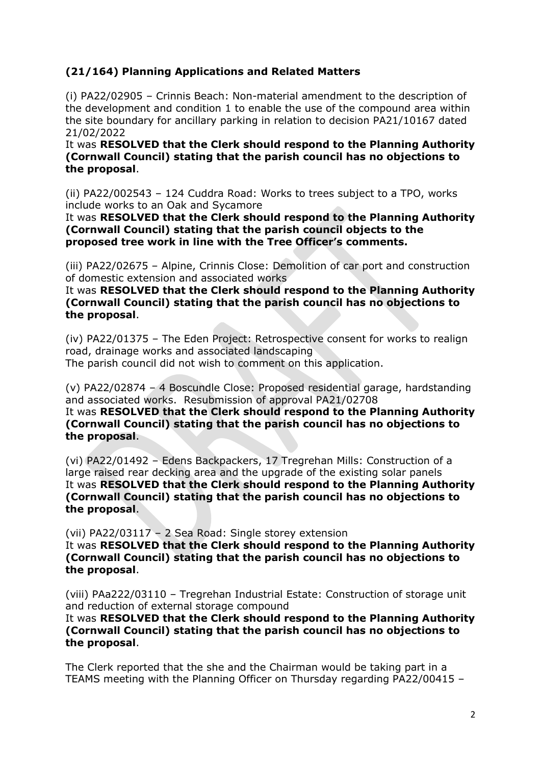### (21/164) Planning Applications and Related Matters

(i) PA22/02905 – Crinnis Beach: Non-material amendment to the description of the development and condition 1 to enable the use of the compound area within the site boundary for ancillary parking in relation to decision PA21/10167 dated 21/02/2022
It was **RESOLVED that the Clerk should respond to the Planning Authority (Cornwall Council) stating that the parish council has no objections to the proposal**.

(ii) PA22/002543 – 124 Cuddra Road: Works to trees subject to a TPO, works include works to an Oak and Sycamore
It was **RESOLVED that the Clerk should respond to the Planning Authority (Cornwall Council) stating that the parish council objects to the proposed tree work in line with the Tree Officer's comments.**

(iii) PA22/02675 – Alpine, Crinnis Close: Demolition of car port and construction of domestic extension and associated works
It was **RESOLVED that the Clerk should respond to the Planning Authority (Cornwall Council) stating that the parish council has no objections to the proposal**.

(iv) PA22/01375 – The Eden Project: Retrospective consent for works to realign road, drainage works and associated landscaping
The parish council did not wish to comment on this application.

(v) PA22/02874 – 4 Boscundle Close: Proposed residential garage, hardstanding and associated works. Resubmission of approval PA21/02708
It was **RESOLVED that the Clerk should respond to the Planning Authority (Cornwall Council) stating that the parish council has no objections to the proposal**.

(vi) PA22/01492 – Edens Backpackers, 17 Tregrehan Mills: Construction of a large raised rear decking area and the upgrade of the existing solar panels
It was **RESOLVED that the Clerk should respond to the Planning Authority (Cornwall Council) stating that the parish council has no objections to the proposal**.

(vii) PA22/03117 – 2 Sea Road: Single storey extension
It was **RESOLVED that the Clerk should respond to the Planning Authority (Cornwall Council) stating that the parish council has no objections to the proposal**.

(viii) PAa222/03110 – Tregrehan Industrial Estate: Construction of storage unit and reduction of external storage compound
It was **RESOLVED that the Clerk should respond to the Planning Authority (Cornwall Council) stating that the parish council has no objections to the proposal**.

The Clerk reported that the she and the Chairman would be taking part in a TEAMS meeting with the Planning Officer on Thursday regarding PA22/00415 –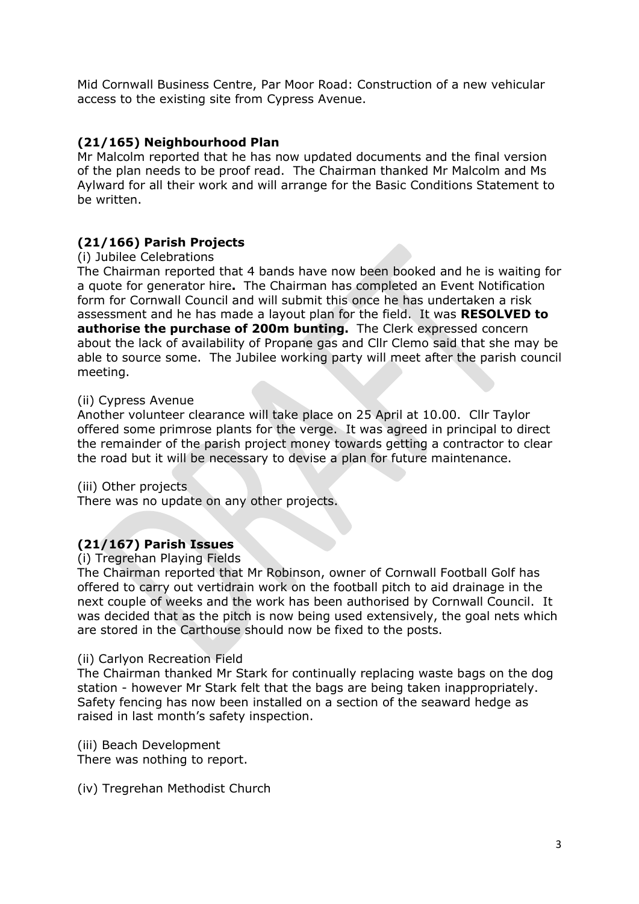Mid Cornwall Business Centre, Par Moor Road: Construction of a new vehicular access to the existing site from Cypress Avenue.

### (21/165) Neighbourhood Plan

Mr Malcolm reported that he has now updated documents and the final version of the plan needs to be proof read. The Chairman thanked Mr Malcolm and Ms Aylward for all their work and will arrange for the Basic Conditions Statement to be written.

### (21/166) Parish Projects

(i) Jubilee Celebrations

The Chairman reported that 4 bands have now been booked and he is waiting for a quote for generator hire**.** The Chairman has completed an Event Notification form for Cornwall Council and will submit this once he has undertaken a risk assessment and he has made a layout plan for the field. It was **RESOLVED to authorise the purchase of 200m bunting.** The Clerk expressed concern about the lack of availability of Propane gas and Cllr Clemo said that she may be able to source some. The Jubilee working party will meet after the parish council meeting.

(ii) Cypress Avenue

Another volunteer clearance will take place on 25 April at 10.00. Cllr Taylor offered some primrose plants for the verge. It was agreed in principal to direct the remainder of the parish project money towards getting a contractor to clear the road but it will be necessary to devise a plan for future maintenance.

(iii) Other projects

There was no update on any other projects.

### (21/167) Parish Issues

(i) Tregrehan Playing Fields

The Chairman reported that Mr Robinson, owner of Cornwall Football Golf has offered to carry out vertidrain work on the football pitch to aid drainage in the next couple of weeks and the work has been authorised by Cornwall Council. It was decided that as the pitch is now being used extensively, the goal nets which are stored in the Carthouse should now be fixed to the posts.

(ii) Carlyon Recreation Field

The Chairman thanked Mr Stark for continually replacing waste bags on the dog station - however Mr Stark felt that the bags are being taken inappropriately. Safety fencing has now been installed on a section of the seaward hedge as raised in last month's safety inspection.

(iii) Beach Development

There was nothing to report.

(iv) Tregrehan Methodist Church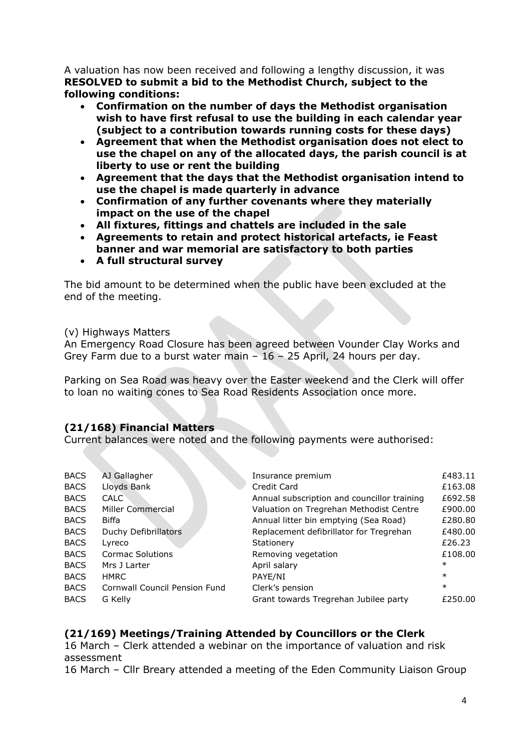A valuation has now been received and following a lengthy discussion, it was **RESOLVED to submit a bid to the Methodist Church, subject to the following conditions:**

- **Confirmation on the number of days the Methodist organisation wish to have first refusal to use the building in each calendar year (subject to a contribution towards running costs for these days)**
- **Agreement that when the Methodist organisation does not elect to use the chapel on any of the allocated days, the parish council is at liberty to use or rent the building**
- **Agreement that the days that the Methodist organisation intend to use the chapel is made quarterly in advance**
- **Confirmation of any further covenants where they materially impact on the use of the chapel**
- **All fixtures, fittings and chattels are included in the sale**
- **Agreements to retain and protect historical artefacts, ie Feast banner and war memorial are satisfactory to both parties**
- **A full structural survey**

The bid amount to be determined when the public have been excluded at the end of the meeting.

(v) Highways Matters

An Emergency Road Closure has been agreed between Vounder Clay Works and Grey Farm due to a burst water main – 16 – 25 April, 24 hours per day.

Parking on Sea Road was heavy over the Easter weekend and the Clerk will offer to loan no waiting cones to Sea Road Residents Association once more.

## (21/168) Financial Matters

Current balances were noted and the following payments were authorised:

| | | | |
|---|---|---|---|
| BACS | AJ Gallagher | Insurance premium | £483.11 |
| BACS | Lloyds Bank | Credit Card | £163.08 |
| BACS | CALC | Annual subscription and councillor training | £692.58 |
| BACS | Miller Commercial | Valuation on Tregrehan Methodist Centre | £900.00 |
| BACS | Biffa | Annual litter bin emptying (Sea Road) | £280.80 |
| BACS | Duchy Defibrillators | Replacement defibrillator for Tregrehan | £480.00 |
| BACS | Lyreco | Stationery | £26.23 |
| BACS | Cormac Solutions | Removing vegetation | £108.00 |
| BACS | Mrs J Larter | April salary | * |
| BACS | HMRC | PAYE/NI | * |
| BACS | Cornwall Council Pension Fund | Clerk's pension | * |
| BACS | G Kelly | Grant towards Tregrehan Jubilee party | £250.00 |

## (21/169) Meetings/Training Attended by Councillors or the Clerk

16 March – Clerk attended a webinar on the importance of valuation and risk assessment

16 March – Cllr Breary attended a meeting of the Eden Community Liaison Group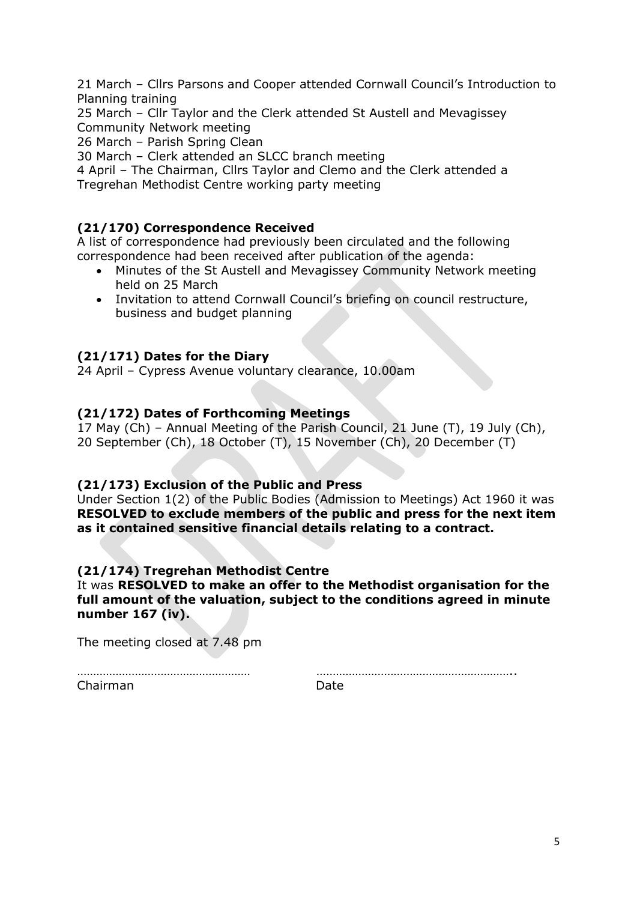21 March – Cllrs Parsons and Cooper attended Cornwall Council's Introduction to Planning training
25 March – Cllr Taylor and the Clerk attended St Austell and Mevagissey Community Network meeting
26 March – Parish Spring Clean
30 March – Clerk attended an SLCC branch meeting
4 April – The Chairman, Cllrs Taylor and Clemo and the Clerk attended a Tregrehan Methodist Centre working party meeting

### (21/170) Correspondence Received

A list of correspondence had previously been circulated and the following correspondence had been received after publication of the agenda:

- Minutes of the St Austell and Mevagissey Community Network meeting held on 25 March
- Invitation to attend Cornwall Council's briefing on council restructure, business and budget planning

### (21/171) Dates for the Diary

24 April – Cypress Avenue voluntary clearance, 10.00am

### (21/172) Dates of Forthcoming Meetings

17 May (Ch) – Annual Meeting of the Parish Council, 21 June (T), 19 July (Ch), 20 September (Ch), 18 October (T), 15 November (Ch), 20 December (T)

### (21/173) Exclusion of the Public and Press

Under Section 1(2) of the Public Bodies (Admission to Meetings) Act 1960 it was **RESOLVED to exclude members of the public and press for the next item as it contained sensitive financial details relating to a contract.**

### (21/174) Tregrehan Methodist Centre

It was **RESOLVED to make an offer to the Methodist organisation for the full amount of the valuation, subject to the conditions agreed in minute number 167 (iv).**

The meeting closed at 7.48 pm

……………………………………………… ……………………………………………………..
Chairman Date